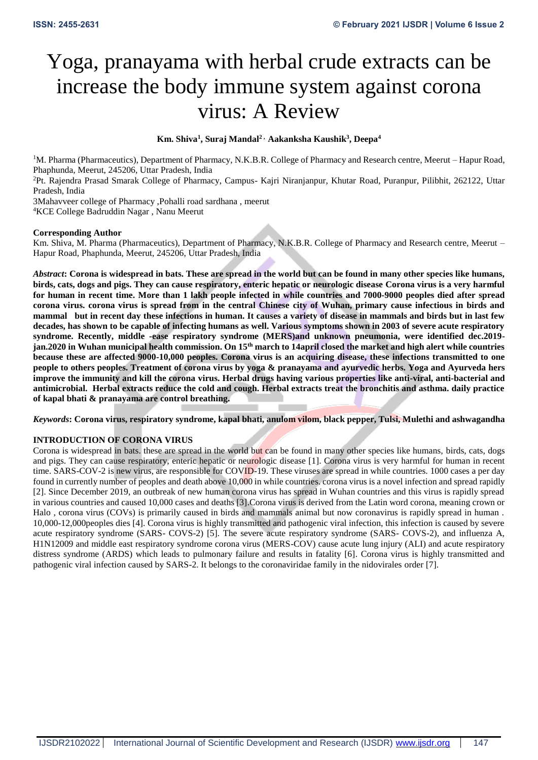# Yoga, pranayama with herbal crude extracts can be increase the body immune system against corona virus: A Review

**Km. Shiva[1], Suraj Mandal[2], Aakanksha Kaushik[3], Deepa[4]**

[1]M. Pharma (Pharmaceutics), Department of Pharmacy, N.K.B.R. College of Pharmacy and Research centre, Meerut – Hapur Road, Phaphunda, Meerut, 245206, Uttar Pradesh, India

[2]Pt. Rajendra Prasad Smarak College of Pharmacy, Campus- Kajri Niranjanpur, Khutar Road, Puranpur, Pilibhit, 262122, Uttar Pradesh, India

3Mahavveer college of Pharmacy ,Pohalli road sardhana , meerut

[4]KCE College Badruddin Nagar , Nanu Meerut

**Corresponding Author**

Km. Shiva, M. Pharma (Pharmaceutics), Department of Pharmacy, N.K.B.R. College of Pharmacy and Research centre, Meerut – Hapur Road, Phaphunda, Meerut, 245206, Uttar Pradesh, India

***Abstract*: Corona is widespread in bats. These are spread in the world but can be found in many other species like humans, birds, cats, dogs and pigs. They can cause respiratory, enteric hepatic or neurologic disease Corona virus is a very harmful for human in recent time. More than 1 lakh people infected in while countries and 7000-9000 peoples died after spread corona virus. corona virus is spread from in the central Chinese city of Wuhan, primary cause infectious in birds and mammal but in recent day these infections in human. It causes a variety of disease in mammals and birds but in last few decades, has shown to be capable of infecting humans as well. Various symptoms shown in 2003 of severe acute respiratory syndrome. Recently, middle -ease respiratory syndrome (MERS)and unknown pneumonia, were identified dec.2019-jan.2020 in Wuhan municipal health commission. On 15th march to 14april closed the market and high alert while countries because these are affected 9000-10,000 peoples. Corona virus is an acquiring disease, these infections transmitted to one people to others peoples. Treatment of corona virus by yoga & pranayama and ayurvedic herbs. Yoga and Ayurveda hers improve the immunity and kill the corona virus. Herbal drugs having various properties like anti-viral, anti-bacterial and antimicrobial. Herbal extracts reduce the cold and cough. Herbal extracts treat the bronchitis and asthma. daily practice of kapal bhati & pranayama are control breathing.**

***Keywords*: Corona virus, respiratory syndrome, kapal bhati, anulom vilom, black pepper, Tulsi, Mulethi and ashwagandha**

## INTRODUCTION OF CORONA VIRUS

Corona is widespread in bats. these are spread in the world but can be found in many other species like humans, birds, cats, dogs and pigs. They can cause respiratory, enteric hepatic or neurologic disease [1]. Corona virus is very harmful for human in recent time. SARS-COV-2 is new virus, are responsible for COVID-19. These viruses are spread in while countries. 1000 cases a per day found in currently number of peoples and death above 10,000 in while countries. corona virus is a novel infection and spread rapidly [2]. Since December 2019, an outbreak of new human corona virus has spread in Wuhan countries and this virus is rapidly spread in various countries and caused 10,000 cases and deaths [3].Corona virus is derived from the Latin word corona, meaning crown or Halo , corona virus (COVs) is primarily caused in birds and mammals animal but now coronavirus is rapidly spread in human . 10,000-12,000peoples dies [4]. Corona virus is highly transmitted and pathogenic viral infection, this infection is caused by severe acute respiratory syndrome (SARS- COVS-2) [5]. The severe acute respiratory syndrome (SARS- COVS-2), and influenza A, H1N12009 and middle east respiratory syndrome corona virus (MERS-COV) cause acute lung injury (ALI) and acute respiratory distress syndrome (ARDS) which leads to pulmonary failure and results in fatality [6]. Corona virus is highly transmitted and pathogenic viral infection caused by SARS-2. It belongs to the coronaviridae family in the nidovirales order [7].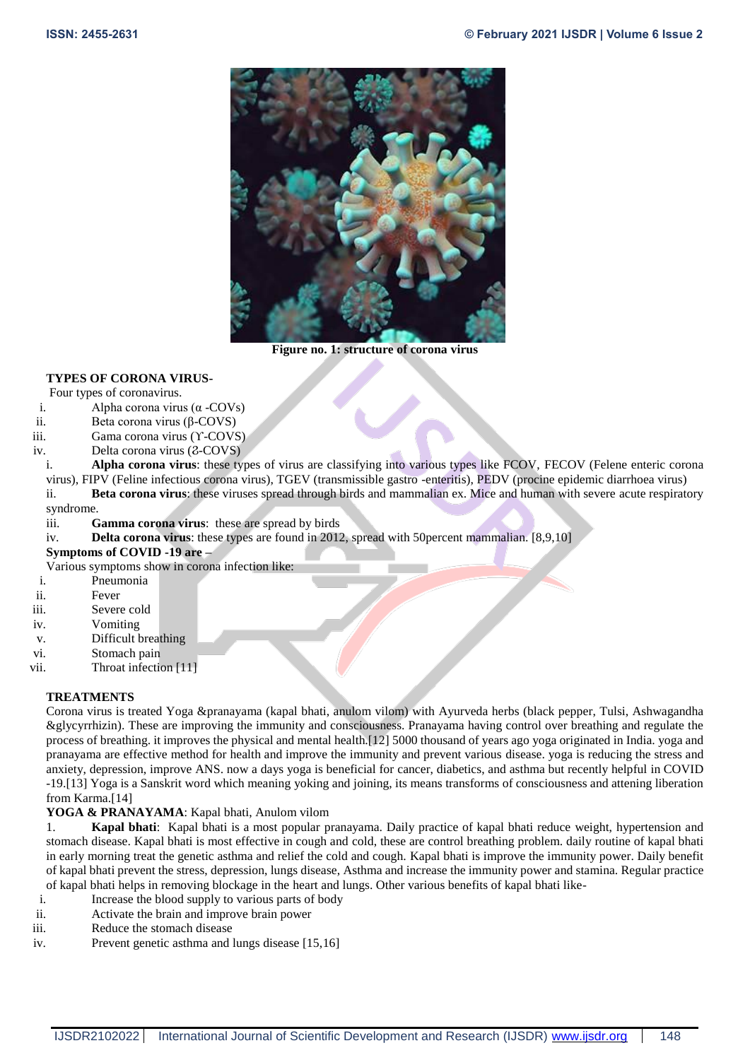Figure no. 1: structure of corona virus

**TYPES OF CORONA VIRUS-**

Four types of coronavirus.

i. Alpha corona virus (α -COVs)
ii. Beta corona virus (β-COVS)
iii. Gama corona virus (ϒ-COVS)
iv. Delta corona virus (Ɛ-COVS)

i. **Alpha corona virus**: these types of virus are classifying into various types like FCOV, FECOV (Felene enteric corona virus), FIPV (Feline infectious corona virus), TGEV (transmissible gastro -enteritis), PEDV (procine epidemic diarrhoea virus)

ii. **Beta corona virus**: these viruses spread through birds and mammalian ex. Mice and human with severe acute respiratory syndrome.

iii. **Gamma corona virus**: these are spread by birds

iv. **Delta corona virus**: these types are found in 2012, spread with 50percent mammalian. [8,9,10]

**Symptoms of COVID -19 are –**

Various symptoms show in corona infection like:

i. Pneumonia
ii. Fever
iii. Severe cold
iv. Vomiting
v. Difficult breathing
vi. Stomach pain
vii. Throat infection [11]

**TREATMENTS**

Corona virus is treated Yoga &pranayama (kapal bhati, anulom vilom) with Ayurveda herbs (black pepper, Tulsi, Ashwagandha &glycyrrhizin). These are improving the immunity and consciousness. Pranayama having control over breathing and regulate the process of breathing. it improves the physical and mental health.[12] 5000 thousand of years ago yoga originated in India. yoga and pranayama are effective method for health and improve the immunity and prevent various disease. yoga is reducing the stress and anxiety, depression, improve ANS. now a days yoga is beneficial for cancer, diabetics, and asthma but recently helpful in COVID -19.[13] Yoga is a Sanskrit word which meaning yoking and joining, its means transforms of consciousness and attening liberation from Karma.[14]

**YOGA & PRANAYAMA**: Kapal bhati, Anulom vilom

1. **Kapal bhati**: Kapal bhati is a most popular pranayama. Daily practice of kapal bhati reduce weight, hypertension and stomach disease. Kapal bhati is most effective in cough and cold, these are control breathing problem. daily routine of kapal bhati in early morning treat the genetic asthma and relief the cold and cough. Kapal bhati is improve the immunity power. Daily benefit of kapal bhati prevent the stress, depression, lungs disease, Asthma and increase the immunity power and stamina. Regular practice of kapal bhati helps in removing blockage in the heart and lungs. Other various benefits of kapal bhati like-

i. Increase the blood supply to various parts of body
ii. Activate the brain and improve brain power
iii. Reduce the stomach disease
iv. Prevent genetic asthma and lungs disease [15,16]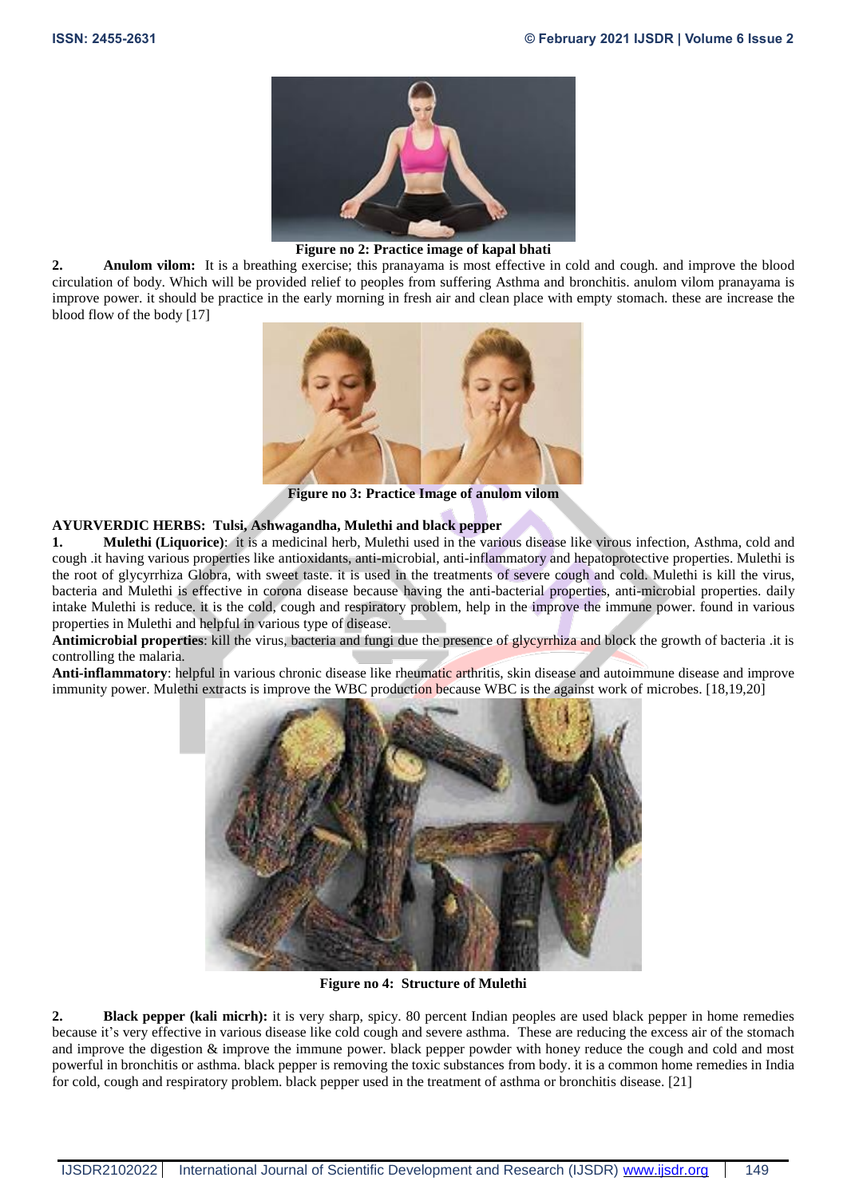Figure no 2: Practice image of kapal bhati

**2. Anulom vilom:** It is a breathing exercise; this pranayama is most effective in cold and cough. and improve the blood circulation of body. Which will be provided relief to peoples from suffering Asthma and bronchitis. anulom vilom pranayama is improve power. it should be practice in the early morning in fresh air and clean place with empty stomach. these are increase the blood flow of the body [17]

Figure no 3: Practice Image of anulom vilom

**AYURVERDIC HERBS: Tulsi, Ashwagandha, Mulethi and black pepper**

**1. Mulethi (Liquorice)**: it is a medicinal herb, Mulethi used in the various disease like virous infection, Asthma, cold and cough .it having various properties like antioxidants, anti-microbial, anti-inflammatory and hepatoprotective properties. Mulethi is the root of glycyrrhiza Globra, with sweet taste. it is used in the treatments of severe cough and cold. Mulethi is kill the virus, bacteria and Mulethi is effective in corona disease because having the anti-bacterial properties, anti-microbial properties. daily intake Mulethi is reduce. it is the cold, cough and respiratory problem, help in the improve the immune power. found in various properties in Mulethi and helpful in various type of disease.

**Antimicrobial properties**: kill the virus, bacteria and fungi due the presence of glycyrrhiza and block the growth of bacteria .it is controlling the malaria.

**Anti-inflammatory**: helpful in various chronic disease like rheumatic arthritis, skin disease and autoimmune disease and improve immunity power. Mulethi extracts is improve the WBC production because WBC is the against work of microbes. [18,19,20]

Figure no 4: Structure of Mulethi

**2. Black pepper (kali micrh):** it is very sharp, spicy. 80 percent Indian peoples are used black pepper in home remedies because it's very effective in various disease like cold cough and severe asthma. These are reducing the excess air of the stomach and improve the digestion & improve the immune power. black pepper powder with honey reduce the cough and cold and most powerful in bronchitis or asthma. black pepper is removing the toxic substances from body. it is a common home remedies in India for cold, cough and respiratory problem. black pepper used in the treatment of asthma or bronchitis disease. [21]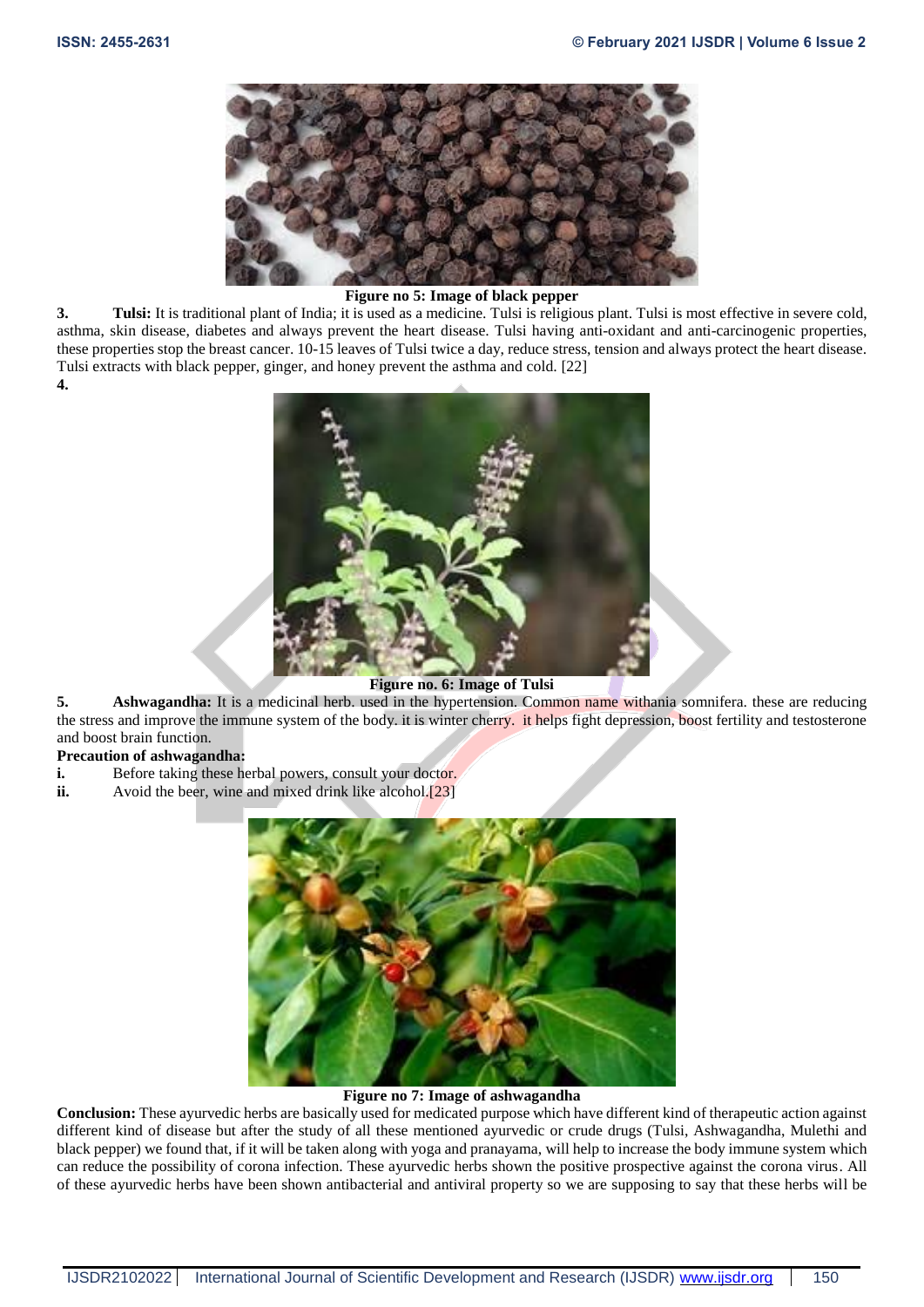**Figure no 5: Image of black pepper**

3. **Tulsi:** It is traditional plant of India; it is used as a medicine. Tulsi is religious plant. Tulsi is most effective in severe cold, asthma, skin disease, diabetes and always prevent the heart disease. Tulsi having anti-oxidant and anti-carcinogenic properties, these properties stop the breast cancer. 10-15 leaves of Tulsi twice a day, reduce stress, tension and always protect the heart disease. Tulsi extracts with black pepper, ginger, and honey prevent the asthma and cold. [22]

4.

**Figure no. 6: Image of Tulsi**

5. **Ashwagandha:** It is a medicinal herb. used in the hypertension. Common name withania somnifera. these are reducing the stress and improve the immune system of the body. it is winter cherry. it helps fight depression, boost fertility and testosterone and boost brain function.

**Precaution of ashwagandha:**

i. Before taking these herbal powers, consult your doctor.
ii. Avoid the beer, wine and mixed drink like alcohol.[23]

**Figure no 7: Image of ashwagandha**

**Conclusion:** These ayurvedic herbs are basically used for medicated purpose which have different kind of therapeutic action against different kind of disease but after the study of all these mentioned ayurvedic or crude drugs (Tulsi, Ashwagandha, Mulethi and black pepper) we found that, if it will be taken along with yoga and pranayama, will help to increase the body immune system which can reduce the possibility of corona infection. These ayurvedic herbs shown the positive prospective against the corona virus. All of these ayurvedic herbs have been shown antibacterial and antiviral property so we are supposing to say that these herbs will be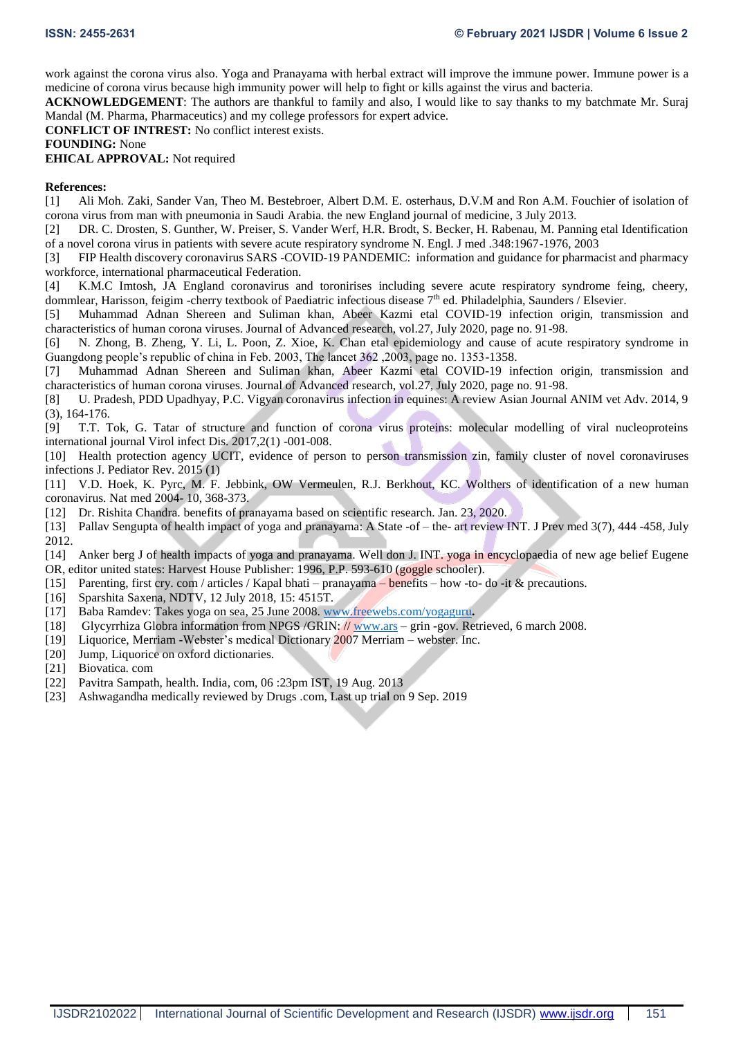work against the corona virus also. Yoga and Pranayama with herbal extract will improve the immune power. Immune power is a medicine of corona virus because high immunity power will help to fight or kills against the virus and bacteria.

**ACKNOWLEDGEMENT**: The authors are thankful to family and also, I would like to say thanks to my batchmate Mr. Suraj Mandal (M. Pharma, Pharmaceutics) and my college professors for expert advice.

**CONFLICT OF INTREST:** No conflict interest exists.

**FOUNDING:** None

**EHICAL APPROVAL:** Not required

**References:**

[1] Ali Moh. Zaki, Sander Van, Theo M. Bestebroer, Albert D.M. E. osterhaus, D.V.M and Ron A.M. Fouchier of isolation of corona virus from man with pneumonia in Saudi Arabia. the new England journal of medicine, 3 July 2013.

[2] DR. C. Drosten, S. Gunther, W. Preiser, S. Vander Werf, H.R. Brodt, S. Becker, H. Rabenau, M. Panning etal Identification of a novel corona virus in patients with severe acute respiratory syndrome N. Engl. J med .348:1967-1976, 2003

[3] FIP Health discovery coronavirus SARS -COVID-19 PANDEMIC: information and guidance for pharmacist and pharmacy workforce, international pharmaceutical Federation.

[4] K.M.C Imtosh, JA England coronavirus and toronirises including severe acute respiratory syndrome feing, cheery, dommlear, Harisson, feigim -cherry textbook of Paediatric infectious disease 7th ed. Philadelphia, Saunders / Elsevier.

[5] Muhammad Adnan Shereen and Suliman khan, Abeer Kazmi etal COVID-19 infection origin, transmission and characteristics of human corona viruses. Journal of Advanced research, vol.27, July 2020, page no. 91-98.

[6] N. Zhong, B. Zheng, Y. Li, L. Poon, Z. Xioe, K. Chan etal epidemiology and cause of acute respiratory syndrome in Guangdong people's republic of china in Feb. 2003, The lancet 362 ,2003, page no. 1353-1358.

[7] Muhammad Adnan Shereen and Suliman khan, Abeer Kazmi etal COVID-19 infection origin, transmission and characteristics of human corona viruses. Journal of Advanced research, vol.27, July 2020, page no. 91-98.

[8] U. Pradesh, PDD Upadhyay, P.C. Vigyan coronavirus infection in equines: A review Asian Journal ANIM vet Adv. 2014, 9 (3), 164-176.

[9] T.T. Tok, G. Tatar of structure and function of corona virus proteins: molecular modelling of viral nucleoproteins international journal Virol infect Dis. 2017,2(1) -001-008.

[10] Health protection agency UCIT, evidence of person to person transmission zin, family cluster of novel coronaviruses infections J. Pediator Rev. 2015 (1)

[11] V.D. Hoek, K. Pyrc, M. F. Jebbink, OW Vermeulen, R.J. Berkhout, KC. Wolthers of identification of a new human coronavirus. Nat med 2004- 10, 368-373.

[12] Dr. Rishita Chandra. benefits of pranayama based on scientific research. Jan. 23, 2020.

[13] Pallav Sengupta of health impact of yoga and pranayama: A State -of – the- art review INT. J Prev med 3(7), 444 -458, July 2012.

[14] Anker berg J of health impacts of yoga and pranayama. Well don J. INT. yoga in encyclopaedia of new age belief Eugene OR, editor united states: Harvest House Publisher: 1996, P.P. 593-610 (goggle schooler).

[15] Parenting, first cry. com / articles / Kapal bhati – pranayama – benefits – how -to- do -it & precautions.

[16] Sparshita Saxena, NDTV, 12 July 2018, 15: 4515T.

[17] Baba Ramdev: Takes yoga on sea, 25 June 2008. www.freewebs.com/yogaguru.

[18] Glycyrrhiza Globra information from NPGS /GRIN: // www.ars – grin -gov. Retrieved, 6 march 2008.

[19] Liquorice, Merriam -Webster's medical Dictionary 2007 Merriam – webster. Inc.

[20] Jump, Liquorice on oxford dictionaries.

[21] Biovatica. com

[22] Pavitra Sampath, health. India, com, 06 :23pm IST, 19 Aug. 2013

[23] Ashwagandha medically reviewed by Drugs .com, Last up trial on 9 Sep. 2019